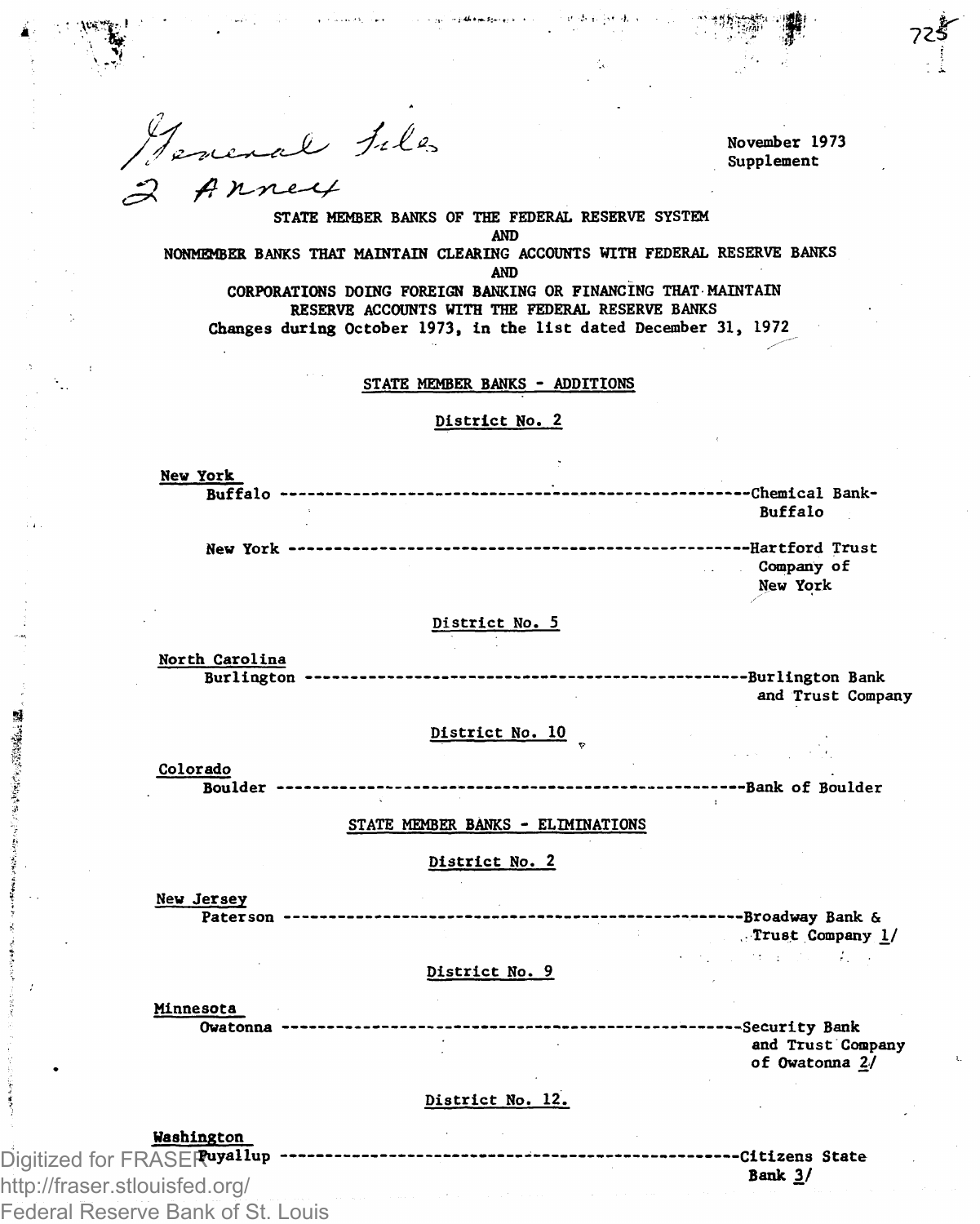*General Files*
*2 Annex*

November 1973
Supplement

STATE MEMBER BANKS OF THE FEDERAL RESERVE SYSTEM
AND
NONMEMBER BANKS THAT MAINTAIN CLEARING ACCOUNTS WITH FEDERAL RESERVE BANKS
AND
CORPORATIONS DOING FOREIGN BANKING OR FINANCING THAT MAINTAIN
RESERVE ACCOUNTS WITH THE FEDERAL RESERVE BANKS
Changes during October 1973, in the list dated December 31, 1972

## STATE MEMBER BANKS - ADDITIONS

### District No. 2

**New York**

Buffalo ---------------------------------------------------Chemical Bank-Buffalo

New York ---------------------------------------------------Hartford Trust Company of New York

### District No. 5

**North Carolina**

Burlington ---------------------------------------------------Burlington Bank and Trust Company

### District No. 10

**Colorado**

Boulder ---------------------------------------------------Bank of Boulder

## STATE MEMBER BANKS - ELIMINATIONS

### District No. 2

**New Jersey**

Paterson ---------------------------------------------------Broadway Bank & Trust Company 1/

### District No. 9

**Minnesota**

Owatonna ---------------------------------------------------Security Bank and Trust Company of Owatonna 2/

### District No. 12.

**Washington**

Puyallup ---------------------------------------------------Citizens State Bank 3/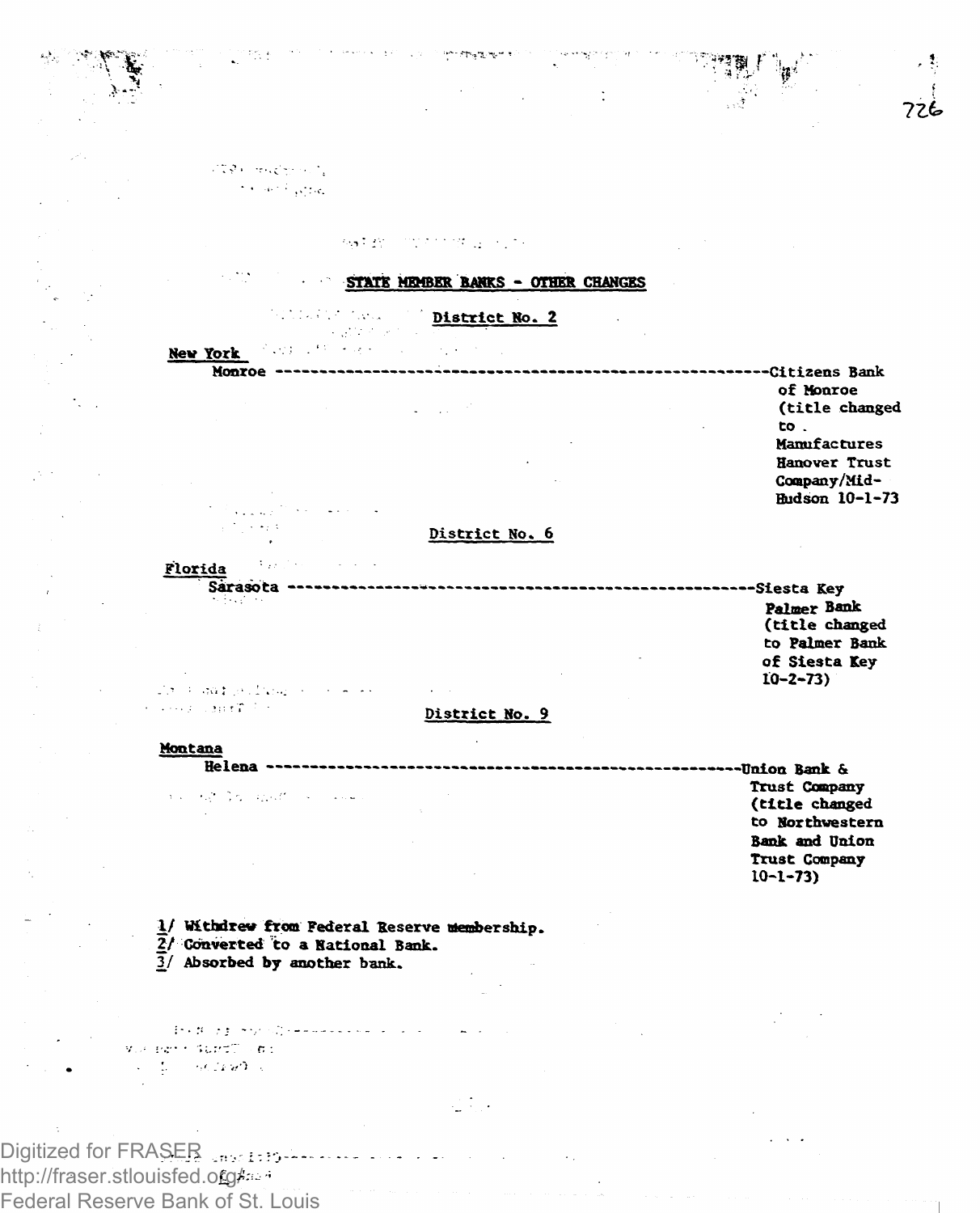## STATE MEMBER BANKS - OTHER CHANGES

### District No. 2

**New York**

Monroe ---------- Citizens Bank of Monroe (title changed to . Manufactures Hanover Trust Company/Mid-Hudson 10-1-73

### District No. 6

**Florida**

Sarasota ---------- Siesta Key Palmer Bank (title changed to Palmer Bank of Siesta Key 10-2-73)

### District No. 9

**Montana**

Helena ---------- Union Bank & Trust Company (title changed to Northwestern Bank and Union Trust Company 10-1-73)

1/ Withdrew from Federal Reserve membership.
2/ Converted to a National Bank.
3/ Absorbed by another bank.

Digitized for FRASER
http://fraser.stlouisfed.org/
Federal Reserve Bank of St. Louis